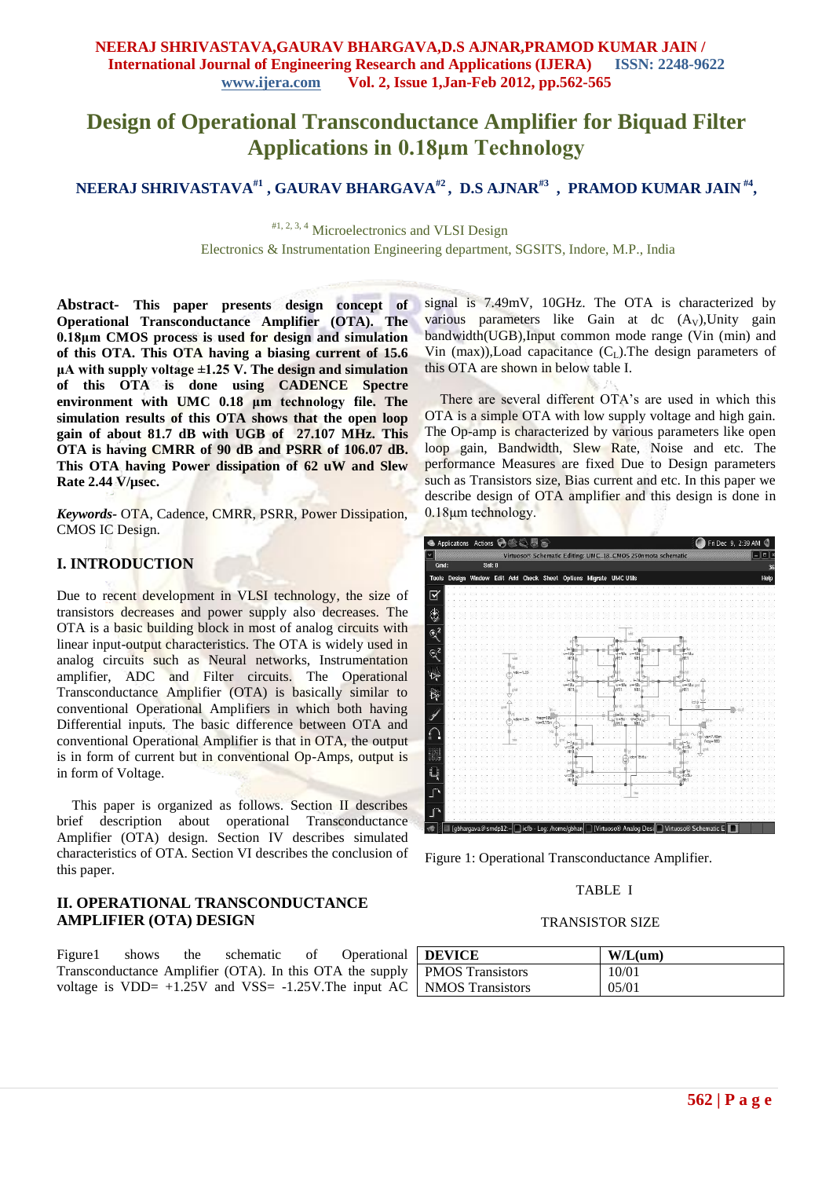# Design of Operational Transconductance Amplifier for Biquad Filter Applications in 0.18µm Technology

**NEERAJ SHRIVASTAVA[#1], GAURAV BHARGAVA[#2], D.S AJNAR[#3], PRAMOD KUMAR JAIN[#4],**

[#1, 2, 3, 4] Microelectronics and VLSI Design

Electronics & Instrumentation Engineering department, SGSITS, Indore, M.P., India

**Abstract- This paper presents design concept of Operational Transconductance Amplifier (OTA). The 0.18µm CMOS process is used for design and simulation of this OTA. This OTA having a biasing current of 15.6 µA with supply voltage ±1.25 V. The design and simulation of this OTA is done using CADENCE Spectre environment with UMC 0.18 µm technology file. The simulation results of this OTA shows that the open loop gain of about 81.7 dB with UGB of 27.107 MHz. This OTA is having CMRR of 90 dB and PSRR of 106.07 dB. This OTA having Power dissipation of 62 uW and Slew Rate 2.44 V/µsec.**

***Keywords-*** OTA, Cadence, CMRR, PSRR, Power Dissipation, CMOS IC Design.

## I. INTRODUCTION

Due to recent development in VLSI technology, the size of transistors decreases and power supply also decreases. The OTA is a basic building block in most of analog circuits with linear input-output characteristics. The OTA is widely used in analog circuits such as Neural networks, Instrumentation amplifier, ADC and Filter circuits. The Operational Transconductance Amplifier (OTA) is basically similar to conventional Operational Amplifiers in which both having Differential inputs. The basic difference between OTA and conventional Operational Amplifier is that in OTA, the output is in form of current but in conventional Op-Amps, output is in form of Voltage.

This paper is organized as follows. Section II describes brief description about operational Transconductance Amplifier (OTA) design. Section IV describes simulated characteristics of OTA. Section VI describes the conclusion of this paper.

## II. OPERATIONAL TRANSCONDUCTANCE AMPLIFIER (OTA) DESIGN

Figure1 shows the schematic of Operational Transconductance Amplifier (OTA). In this OTA the supply voltage is VDD= +1.25V and VSS= -1.25V.The input AC signal is 7.49mV, 10GHz. The OTA is characterized by various parameters like Gain at dc ($A_V$),Unity gain bandwidth(UGB),Input common mode range (Vin (min) and Vin (max)),Load capacitance ($C_L$).The design parameters of this OTA are shown in below table I.

There are several different OTA's are used in which this OTA is a simple OTA with low supply voltage and high gain. The Op-amp is characterized by various parameters like open loop gain, Bandwidth, Slew Rate, Noise and etc. The performance Measures are fixed Due to Design parameters such as Transistors size, Bias current and etc. In this paper we describe design of OTA amplifier and this design is done in 0.18µm technology.

Figure 1: Operational Transconductance Amplifier.

TABLE I

TRANSISTOR SIZE

| DEVICE | W/L(um) |
|---|---|
| PMOS Transistors | 10/01 |
| NMOS Transistors | 05/01 |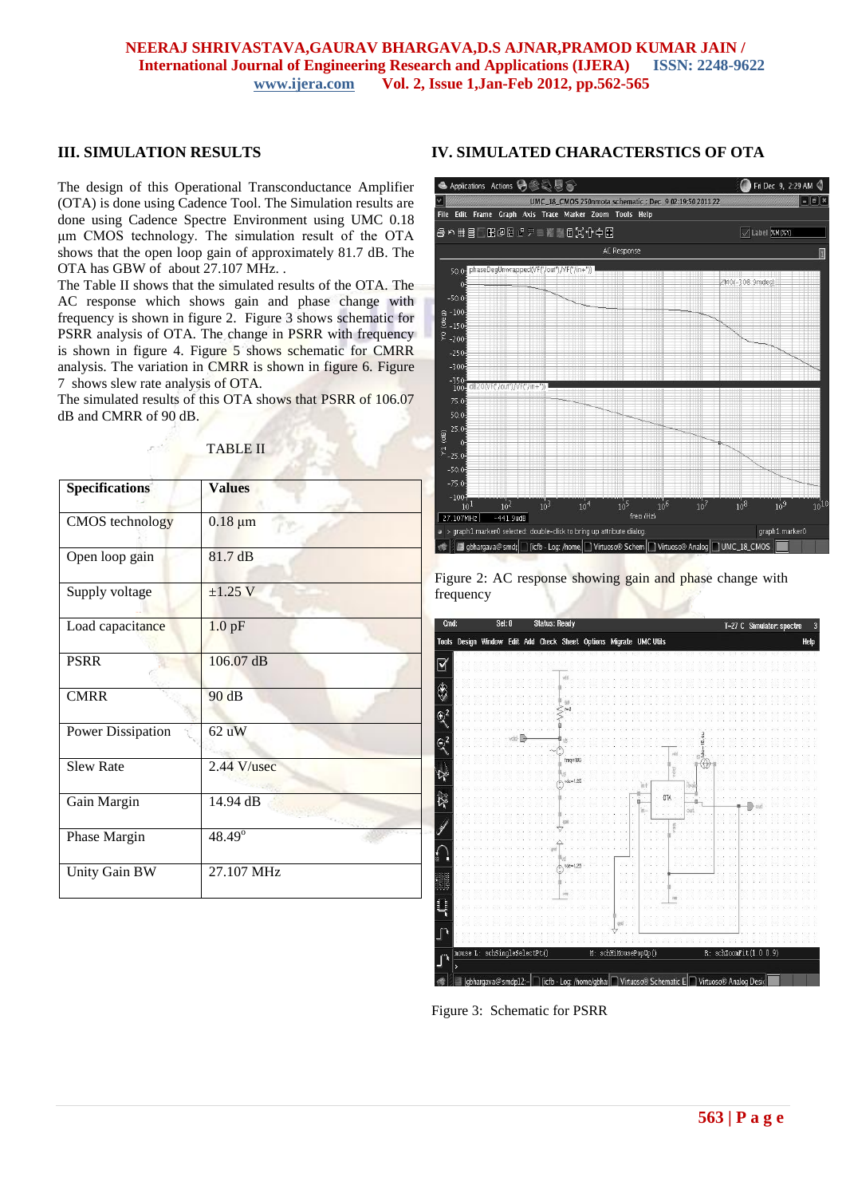## III. SIMULATION RESULTS

The design of this Operational Transconductance Amplifier (OTA) is done using Cadence Tool. The Simulation results are done using Cadence Spectre Environment using UMC 0.18 µm CMOS technology. The simulation result of the OTA shows that the open loop gain of approximately 81.7 dB. The OTA has GBW of about 27.107 MHz. .

The Table II shows that the simulated results of the OTA. The AC response which shows gain and phase change with frequency is shown in figure 2. Figure 3 shows schematic for PSRR analysis of OTA. The change in PSRR with frequency is shown in figure 4. Figure 5 shows schematic for CMRR analysis. The variation in CMRR is shown in figure 6. Figure 7 shows slew rate analysis of OTA.

The simulated results of this OTA shows that PSRR of 106.07 dB and CMRR of 90 dB.

TABLE II

| Specifications | Values |
|---|---|
| CMOS technology | 0.18 µm |
| Open loop gain | 81.7 dB |
| Supply voltage | ±1.25 V |
| Load capacitance | 1.0 pF |
| PSRR | 106.07 dB |
| CMRR | 90 dB |
| Power Dissipation | 62 uW |
| Slew Rate | 2.44 V/usec |
| Gain Margin | 14.94 dB |
| Phase Margin | 48.49° |
| Unity Gain BW | 27.107 MHz |

## IV. SIMULATED CHARACTERSTICS OF OTA

Figure 2: AC response showing gain and phase change with frequency

Figure 3: Schematic for PSRR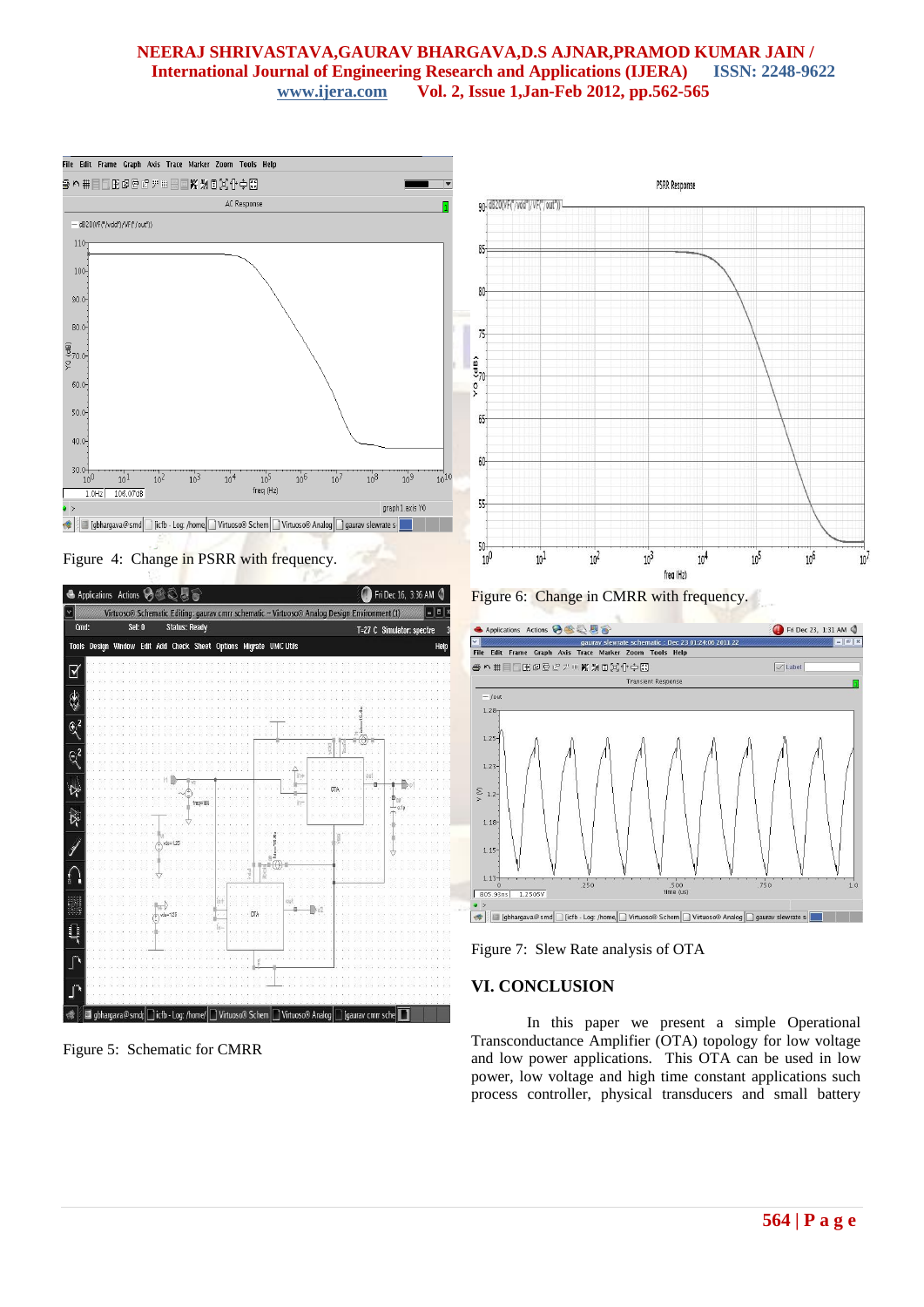Figure 4: Change in PSRR with frequency.

Figure 5: Schematic for CMRR

Figure 6: Change in CMRR with frequency.

Figure 7: Slew Rate analysis of OTA

## VI. CONCLUSION

In this paper we present a simple Operational Transconductance Amplifier (OTA) topology for low voltage and low power applications. This OTA can be used in low power, low voltage and high time constant applications such process controller, physical transducers and small battery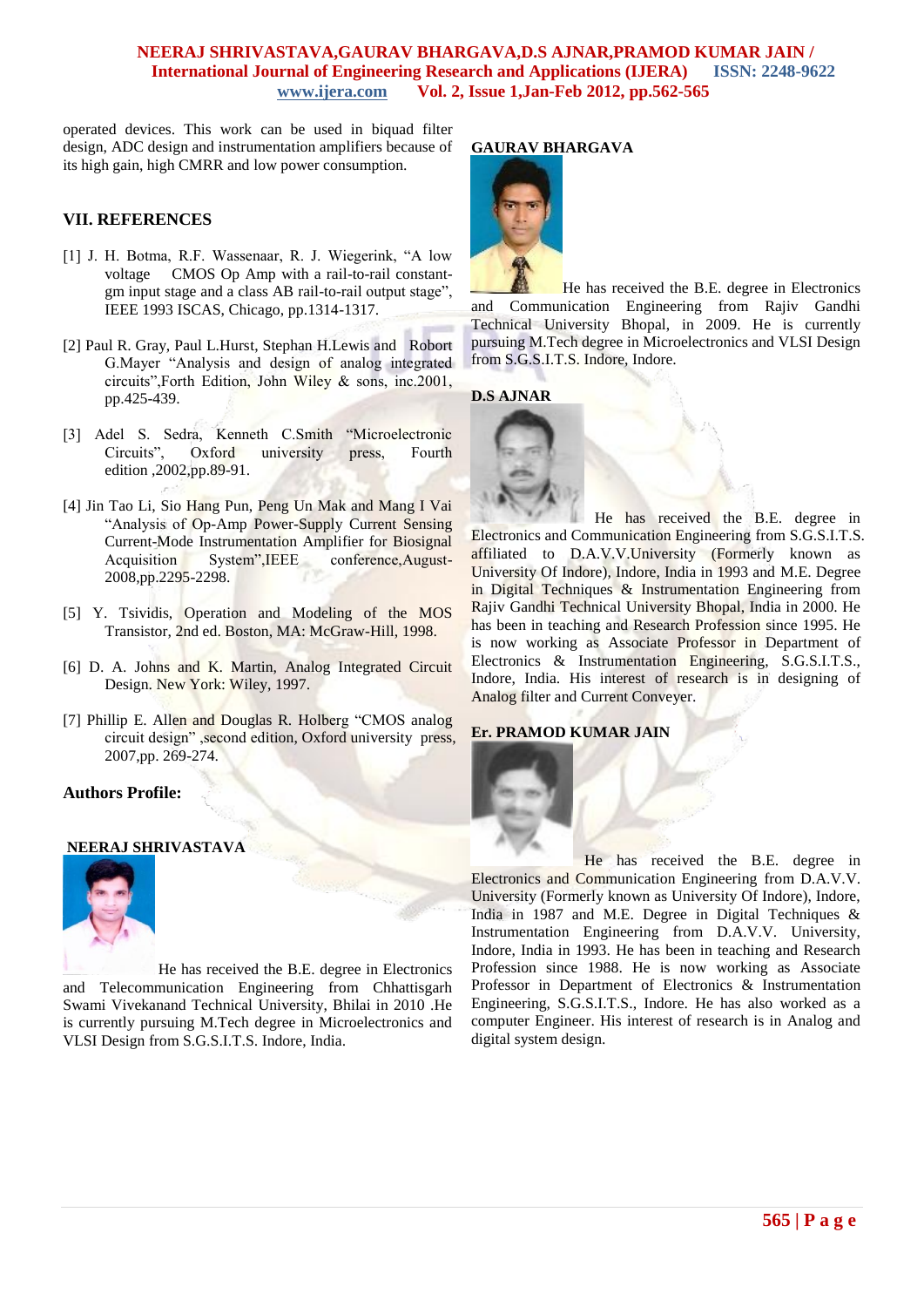operated devices. This work can be used in biquad filter design, ADC design and instrumentation amplifiers because of its high gain, high CMRR and low power consumption.

## VII. REFERENCES

[1] J. H. Botma, R.F. Wassenaar, R. J. Wiegerink, "A low voltage CMOS Op Amp with a rail-to-rail constant-gm input stage and a class AB rail-to-rail output stage", IEEE 1993 ISCAS, Chicago, pp.1314-1317.

[2] Paul R. Gray, Paul L.Hurst, Stephan H.Lewis and Robort G.Mayer "Analysis and design of analog integrated circuits",Forth Edition, John Wiley & sons, inc.2001, pp.425-439.

[3] Adel S. Sedra, Kenneth C.Smith "Microelectronic Circuits", Oxford university press, Fourth edition ,2002,pp.89-91.

[4] Jin Tao Li, Sio Hang Pun, Peng Un Mak and Mang I Vai "Analysis of Op-Amp Power-Supply Current Sensing Current-Mode Instrumentation Amplifier for Biosignal Acquisition System",IEEE conference,August-2008,pp.2295-2298.

[5] Y. Tsividis, Operation and Modeling of the MOS Transistor, 2nd ed. Boston, MA: McGraw-Hill, 1998.

[6] D. A. Johns and K. Martin, Analog Integrated Circuit Design. New York: Wiley, 1997.

[7] Phillip E. Allen and Douglas R. Holberg "CMOS analog circuit design" ,second edition, Oxford university press, 2007,pp. 269-274.

### Authors Profile:

**NEERAJ SHRIVASTAVA**

He has received the B.E. degree in Electronics and Telecommunication Engineering from Chhattisgarh Swami Vivekanand Technical University, Bhilai in 2010 .He is currently pursuing M.Tech degree in Microelectronics and VLSI Design from S.G.S.I.T.S. Indore, India.

**GAURAV BHARGAVA**

He has received the B.E. degree in Electronics and Communication Engineering from Rajiv Gandhi Technical University Bhopal, in 2009. He is currently pursuing M.Tech degree in Microelectronics and VLSI Design from S.G.S.I.T.S. Indore, Indore.

**D.S AJNAR**

He has received the B.E. degree in Electronics and Communication Engineering from S.G.S.I.T.S. affiliated to D.A.V.V.University (Formerly known as University Of Indore), Indore, India in 1993 and M.E. Degree in Digital Techniques & Instrumentation Engineering from Rajiv Gandhi Technical University Bhopal, India in 2000. He has been in teaching and Research Profession since 1995. He is now working as Associate Professor in Department of Electronics & Instrumentation Engineering, S.G.S.I.T.S., Indore, India. His interest of research is in designing of Analog filter and Current Conveyer.

**Er. PRAMOD KUMAR JAIN**

He has received the B.E. degree in Electronics and Communication Engineering from D.A.V.V. University (Formerly known as University Of Indore), Indore, India in 1987 and M.E. Degree in Digital Techniques & Instrumentation Engineering from D.A.V.V. University, Indore, India in 1993. He has been in teaching and Research Profession since 1988. He is now working as Associate Professor in Department of Electronics & Instrumentation Engineering, S.G.S.I.T.S., Indore. He has also worked as a computer Engineer. His interest of research is in Analog and digital system design.